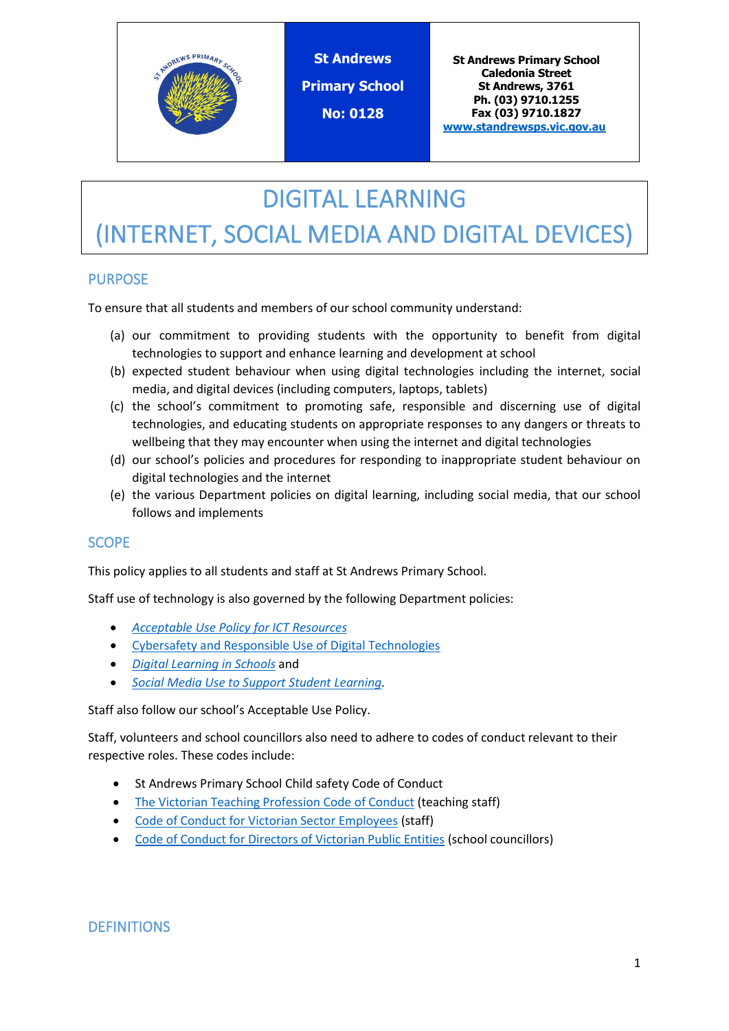| | St Andrews Primary School No: 0128 | St Andrews Primary School Caledonia Street St Andrews, 3761 Ph. (03) 9710.1255 Fax (03) 9710.1827 [www.standrewsps.vic.gov.au](http://www.standrewsps.vic.gov.au) |
|---|---|---|

# DIGITAL LEARNING (INTERNET, SOCIAL MEDIA AND DIGITAL DEVICES)

## PURPOSE

To ensure that all students and members of our school community understand:

(a) our commitment to providing students with the opportunity to benefit from digital technologies to support and enhance learning and development at school
(b) expected student behaviour when using digital technologies including the internet, social media, and digital devices (including computers, laptops, tablets)
(c) the school's commitment to promoting safe, responsible and discerning use of digital technologies, and educating students on appropriate responses to any dangers or threats to wellbeing that they may encounter when using the internet and digital technologies
(d) our school's policies and procedures for responding to inappropriate student behaviour on digital technologies and the internet
(e) the various Department policies on digital learning, including social media, that our school follows and implements

## SCOPE

This policy applies to all students and staff at St Andrews Primary School.

Staff use of technology is also governed by the following Department policies:

- *Acceptable Use Policy for ICT Resources*
- Cybersafety and Responsible Use of Digital Technologies
- *Digital Learning in Schools* and
- *Social Media Use to Support Student Learning.*

Staff also follow our school's Acceptable Use Policy.

Staff, volunteers and school councillors also need to adhere to codes of conduct relevant to their respective roles. These codes include:

- St Andrews Primary School Child safety Code of Conduct
- The Victorian Teaching Profession Code of Conduct (teaching staff)
- Code of Conduct for Victorian Sector Employees (staff)
- Code of Conduct for Directors of Victorian Public Entities (school councillors)

## DEFINITIONS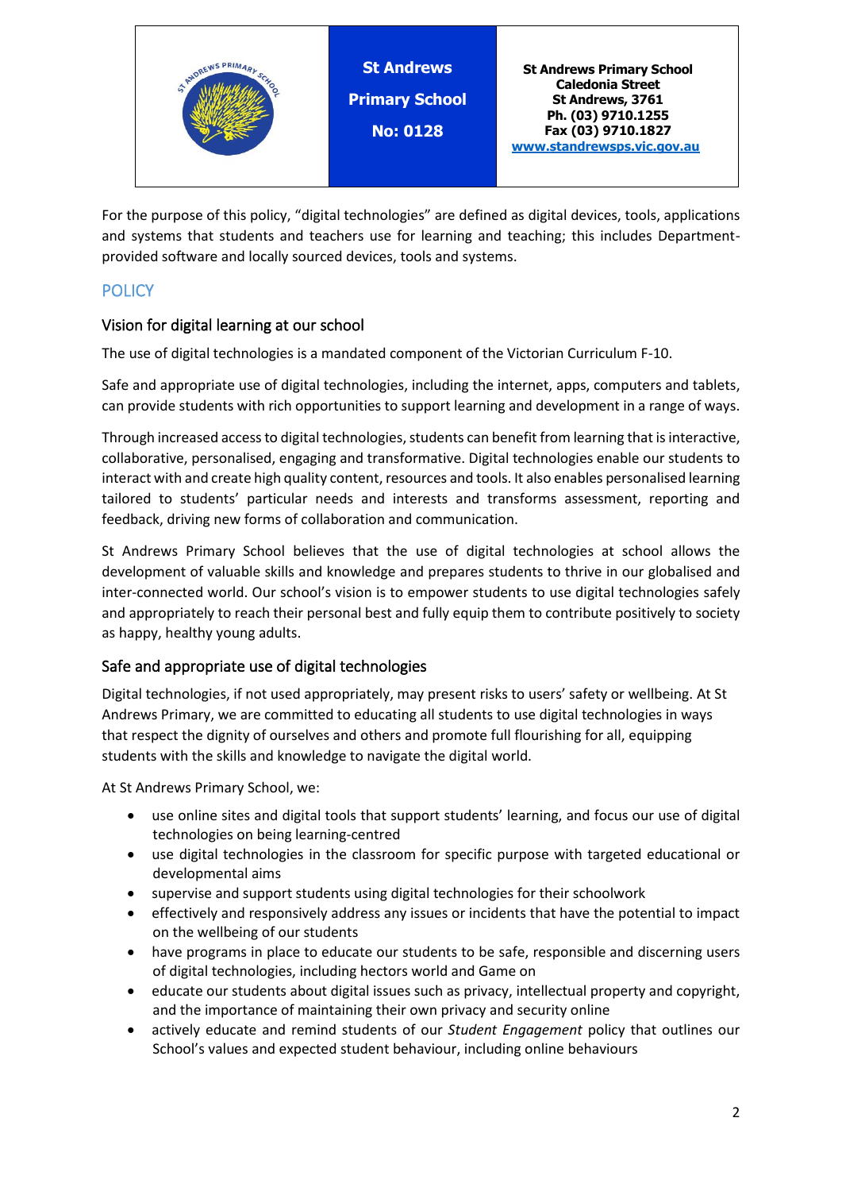| | St Andrews Primary School No: 0128 | St Andrews Primary School<br>Caledonia Street<br>St Andrews, 3761<br>Ph. (03) 9710.1255<br>Fax (03) 9710.1827<br>www.standrewsps.vic.gov.au |
|---|---|---|

For the purpose of this policy, "digital technologies" are defined as digital devices, tools, applications and systems that students and teachers use for learning and teaching; this includes Department-provided software and locally sourced devices, tools and systems.

## POLICY

### Vision for digital learning at our school

The use of digital technologies is a mandated component of the Victorian Curriculum F-10.

Safe and appropriate use of digital technologies, including the internet, apps, computers and tablets, can provide students with rich opportunities to support learning and development in a range of ways.

Through increased access to digital technologies, students can benefit from learning that is interactive, collaborative, personalised, engaging and transformative. Digital technologies enable our students to interact with and create high quality content, resources and tools. It also enables personalised learning tailored to students' particular needs and interests and transforms assessment, reporting and feedback, driving new forms of collaboration and communication.

St Andrews Primary School believes that the use of digital technologies at school allows the development of valuable skills and knowledge and prepares students to thrive in our globalised and inter-connected world. Our school's vision is to empower students to use digital technologies safely and appropriately to reach their personal best and fully equip them to contribute positively to society as happy, healthy young adults.

### Safe and appropriate use of digital technologies

Digital technologies, if not used appropriately, may present risks to users' safety or wellbeing. At St Andrews Primary, we are committed to educating all students to use digital technologies in ways that respect the dignity of ourselves and others and promote full flourishing for all, equipping students with the skills and knowledge to navigate the digital world.

At St Andrews Primary School, we:

- use online sites and digital tools that support students' learning, and focus our use of digital technologies on being learning-centred
- use digital technologies in the classroom for specific purpose with targeted educational or developmental aims
- supervise and support students using digital technologies for their schoolwork
- effectively and responsively address any issues or incidents that have the potential to impact on the wellbeing of our students
- have programs in place to educate our students to be safe, responsible and discerning users of digital technologies, including hectors world and Game on
- educate our students about digital issues such as privacy, intellectual property and copyright, and the importance of maintaining their own privacy and security online
- actively educate and remind students of our *Student Engagement* policy that outlines our School's values and expected student behaviour, including online behaviours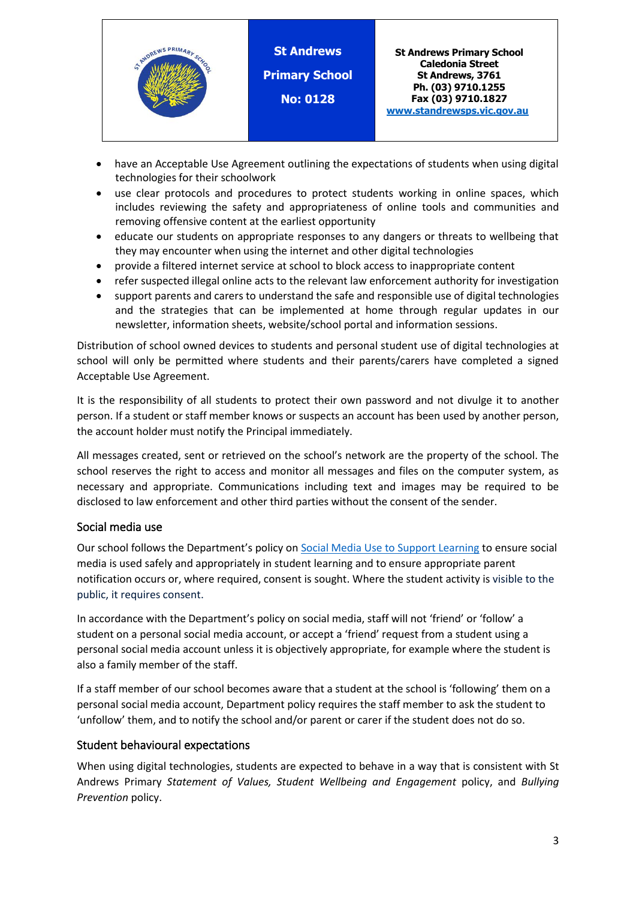- have an Acceptable Use Agreement outlining the expectations of students when using digital technologies for their schoolwork
- use clear protocols and procedures to protect students working in online spaces, which includes reviewing the safety and appropriateness of online tools and communities and removing offensive content at the earliest opportunity
- educate our students on appropriate responses to any dangers or threats to wellbeing that they may encounter when using the internet and other digital technologies
- provide a filtered internet service at school to block access to inappropriate content
- refer suspected illegal online acts to the relevant law enforcement authority for investigation
- support parents and carers to understand the safe and responsible use of digital technologies and the strategies that can be implemented at home through regular updates in our newsletter, information sheets, website/school portal and information sessions.

Distribution of school owned devices to students and personal student use of digital technologies at school will only be permitted where students and their parents/carers have completed a signed Acceptable Use Agreement.

It is the responsibility of all students to protect their own password and not divulge it to another person. If a student or staff member knows or suspects an account has been used by another person, the account holder must notify the Principal immediately.

All messages created, sent or retrieved on the school's network are the property of the school. The school reserves the right to access and monitor all messages and files on the computer system, as necessary and appropriate. Communications including text and images may be required to be disclosed to law enforcement and other third parties without the consent of the sender.

## Social media use

Our school follows the Department's policy on Social Media Use to Support Learning to ensure social media is used safely and appropriately in student learning and to ensure appropriate parent notification occurs or, where required, consent is sought. Where the student activity is visible to the public, it requires consent.

In accordance with the Department's policy on social media, staff will not 'friend' or 'follow' a student on a personal social media account, or accept a 'friend' request from a student using a personal social media account unless it is objectively appropriate, for example where the student is also a family member of the staff.

If a staff member of our school becomes aware that a student at the school is 'following' them on a personal social media account, Department policy requires the staff member to ask the student to 'unfollow' them, and to notify the school and/or parent or carer if the student does not do so.

## Student behavioural expectations

When using digital technologies, students are expected to behave in a way that is consistent with St Andrews Primary *Statement of Values, Student Wellbeing and Engagement* policy, and *Bullying Prevention* policy.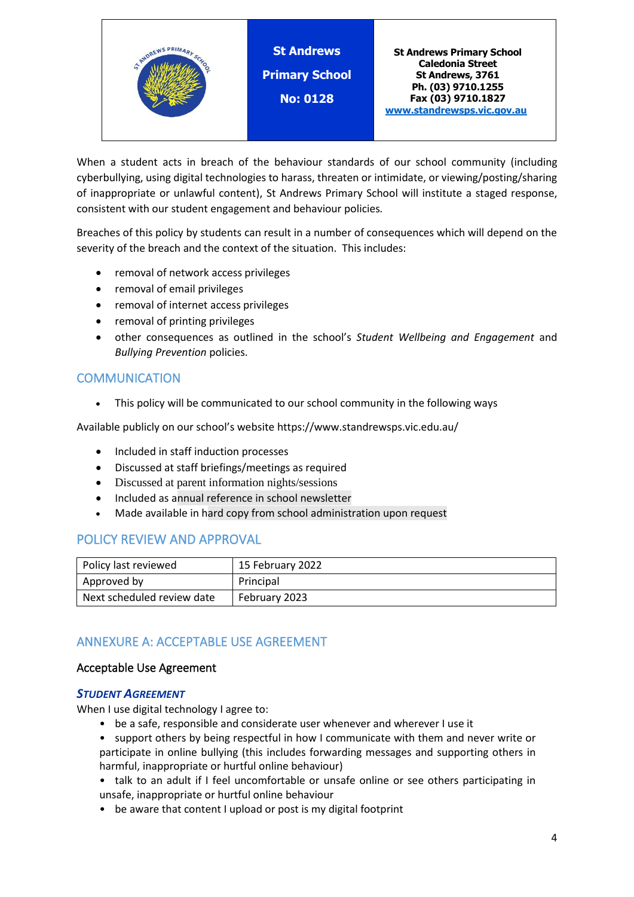| | St Andrews Primary School No: 0128 | St Andrews Primary School Caledonia Street St Andrews, 3761 Ph. (03) 9710.1255 Fax (03) 9710.1827 www.standrewsps.vic.gov.au |
|---|---|---|

When a student acts in breach of the behaviour standards of our school community (including cyberbullying, using digital technologies to harass, threaten or intimidate, or viewing/posting/sharing of inappropriate or unlawful content), St Andrews Primary School will institute a staged response, consistent with our student engagement and behaviour policies.

Breaches of this policy by students can result in a number of consequences which will depend on the severity of the breach and the context of the situation. This includes:

- removal of network access privileges
- removal of email privileges
- removal of internet access privileges
- removal of printing privileges
- other consequences as outlined in the school's *Student Wellbeing and Engagement* and *Bullying Prevention* policies.

## COMMUNICATION

- This policy will be communicated to our school community in the following ways

Available publicly on our school's website https://www.standrewsps.vic.edu.au/

- Included in staff induction processes
- Discussed at staff briefings/meetings as required
- Discussed at parent information nights/sessions
- Included as annual reference in school newsletter
- Made available in hard copy from school administration upon request

## POLICY REVIEW AND APPROVAL

| Policy last reviewed | 15 February 2022 |
|---|---|
| Approved by | Principal |
| Next scheduled review date | February 2023 |

## ANNEXURE A: ACCEPTABLE USE AGREEMENT

### Acceptable Use Agreement

#### *STUDENT AGREEMENT*

When I use digital technology I agree to:

- be a safe, responsible and considerate user whenever and wherever I use it
- support others by being respectful in how I communicate with them and never write or participate in online bullying (this includes forwarding messages and supporting others in harmful, inappropriate or hurtful online behaviour)
- talk to an adult if I feel uncomfortable or unsafe online or see others participating in unsafe, inappropriate or hurtful online behaviour
- be aware that content I upload or post is my digital footprint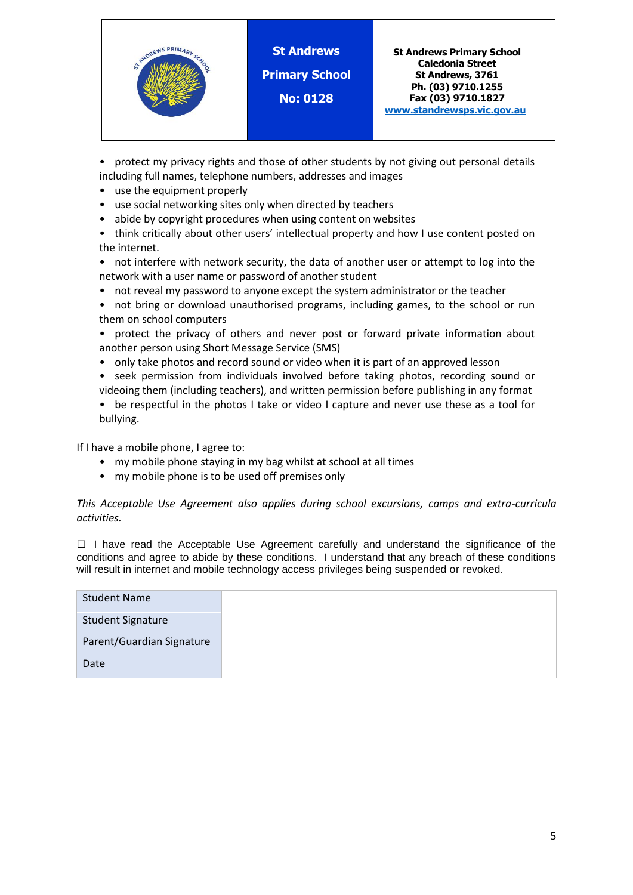| | | |
|---|---|---|
| | **St Andrews Primary School No: 0128** | **St Andrews Primary School**<br>**Caledonia Street**<br>**St Andrews, 3761**<br>**Ph. (03) 9710.1255**<br>**Fax (03) 9710.1827**<br>**www.standrewsps.vic.gov.au** |

- protect my privacy rights and those of other students by not giving out personal details including full names, telephone numbers, addresses and images
- use the equipment properly
- use social networking sites only when directed by teachers
- abide by copyright procedures when using content on websites
- think critically about other users' intellectual property and how I use content posted on the internet.
- not interfere with network security, the data of another user or attempt to log into the network with a user name or password of another student
- not reveal my password to anyone except the system administrator or the teacher
- not bring or download unauthorised programs, including games, to the school or run them on school computers
- protect the privacy of others and never post or forward private information about another person using Short Message Service (SMS)
- only take photos and record sound or video when it is part of an approved lesson
- seek permission from individuals involved before taking photos, recording sound or videoing them (including teachers), and written permission before publishing in any format
- be respectful in the photos I take or video I capture and never use these as a tool for bullying.

If I have a mobile phone, I agree to:

- my mobile phone staying in my bag whilst at school at all times
- my mobile phone is to be used off premises only

*This Acceptable Use Agreement also applies during school excursions, camps and extra-curricula activities.*

☐ I have read the Acceptable Use Agreement carefully and understand the significance of the conditions and agree to abide by these conditions. I understand that any breach of these conditions will result in internet and mobile technology access privileges being suspended or revoked.

| | |
|---|---|
| Student Name | |
| Student Signature | |
| Parent/Guardian Signature | |
| Date | |